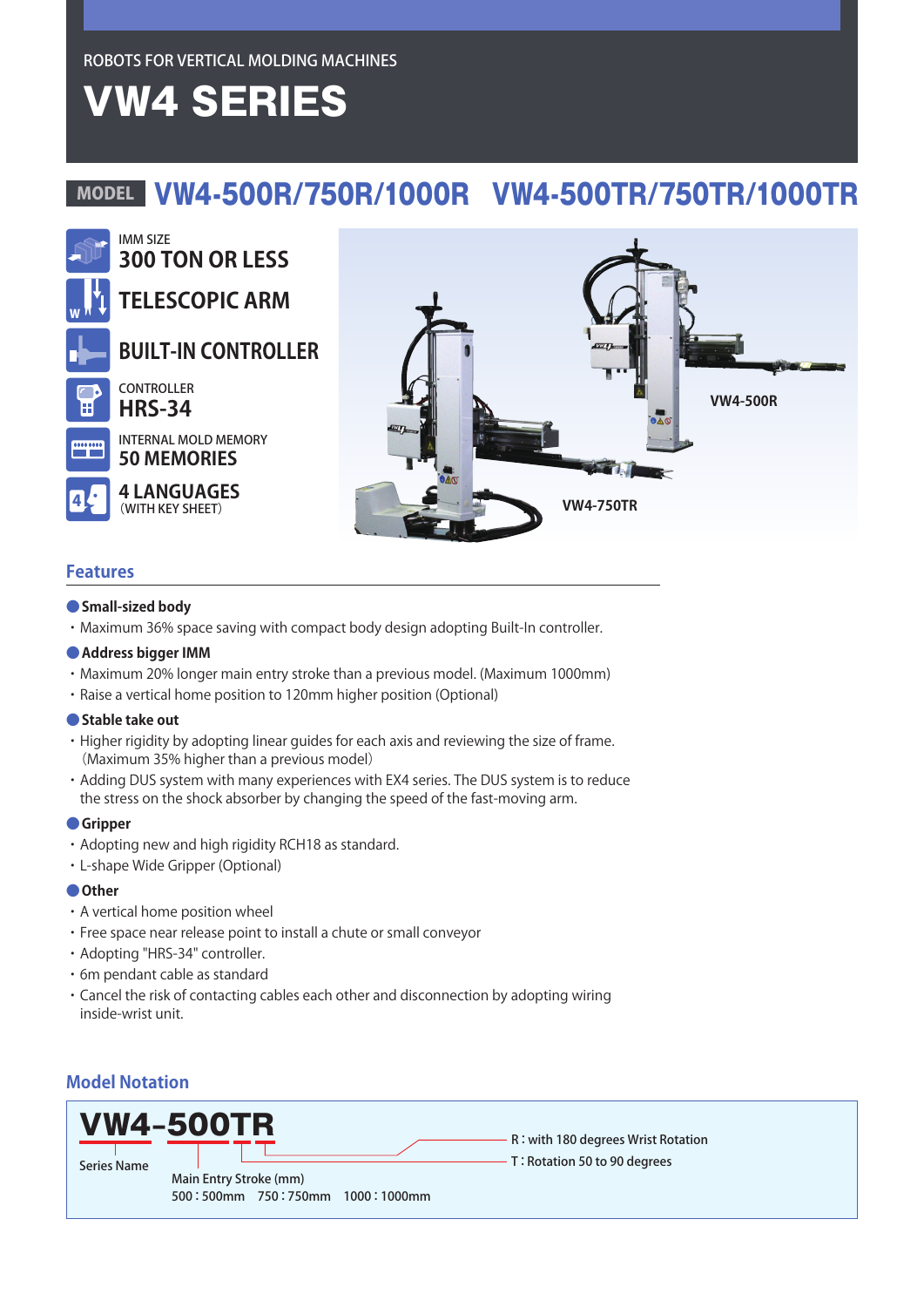ROBOTS FOR VERTICAL MOLDING MACHINES

# VW4 SERIES

## MODEL VW4-500R/750R/1000R VW4-500TR/750TR/1000TR

IMM SIZE
**300 TON OR LESS**

**TELESCOPIC ARM**

**BUILT-IN CONTROLLER**

CONTROLLER
**HRS-34**

INTERNAL MOLD MEMORY
**50 MEMORIES**

**4 LANGUAGES**
(WITH KEY SHEET)

VW4-500R

VW4-750TR

### Features

**Small-sized body**

- Maximum 36% space saving with compact body design adopting Built-In controller.

**Address bigger IMM**

- Maximum 20% longer main entry stroke than a previous model. (Maximum 1000mm)
- Raise a vertical home position to 120mm higher position (Optional)

**Stable take out**

- Higher rigidity by adopting linear guides for each axis and reviewing the size of frame. (Maximum 35% higher than a previous model)
- Adding DUS system with many experiences with EX4 series. The DUS system is to reduce the stress on the shock absorber by changing the speed of the fast-moving arm.

**Gripper**

- Adopting new and high rigidity RCH18 as standard.
- L-shape Wide Gripper (Optional)

**Other**

- A vertical home position wheel
- Free space near release point to install a chute or small conveyor
- Adopting "HRS-34" controller.
- 6m pendant cable as standard
- Cancel the risk of contacting cables each other and disconnection by adopting wiring inside-wrist unit.

### Model Notation

**VW4-500TR**

- VW4: Series Name
- 500: Main Entry Stroke (mm) — 500 : 500mm 750 : 750mm 1000 : 1000mm
- T : Rotation 50 to 90 degrees
- R : with 180 degrees Wrist Rotation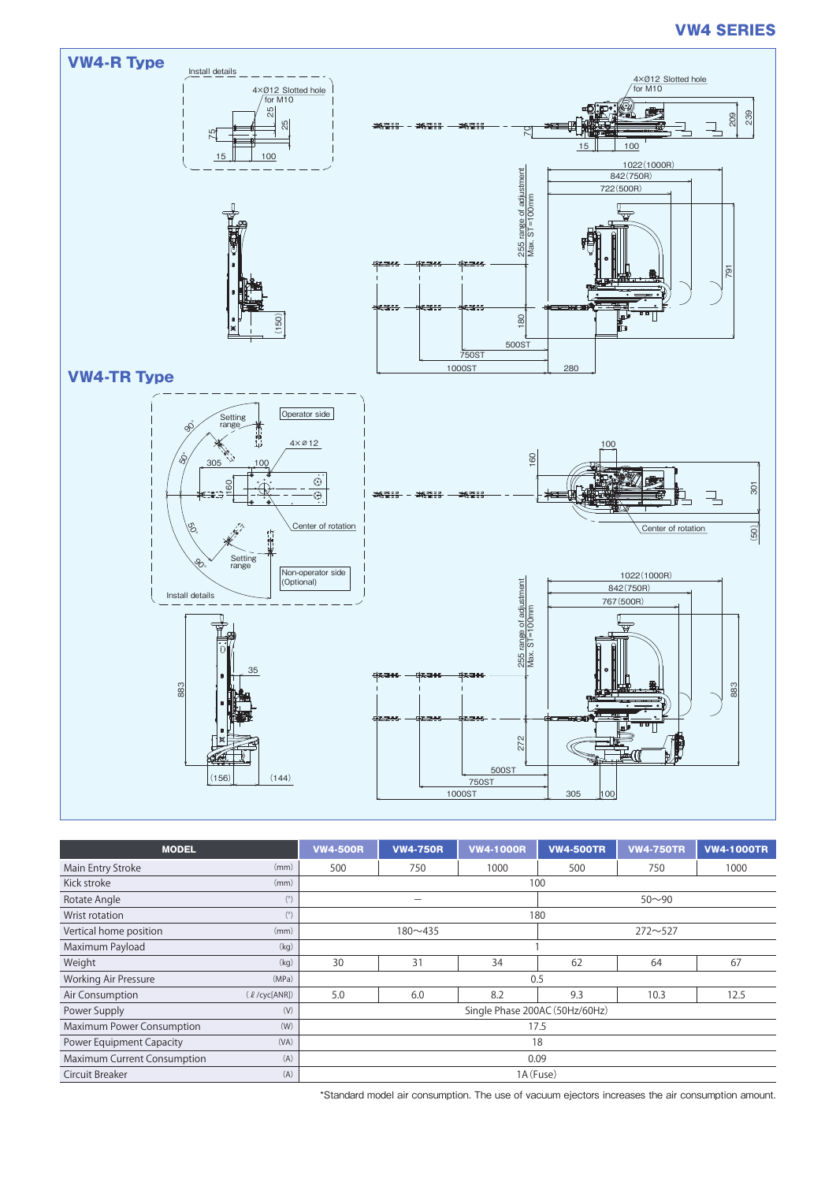## VW4 SERIES

### VW4-R Type

Install details

4×Ø12 Slotted hole for M10

75
15
100
25
25

4×Ø12 Slotted hole for M10

70
15
100
209
239

1022(1000R)
842(750R)
722(500R)

255 range of adjustment
Max. ST=100mm

791

180

(150)

500ST
750ST
1000ST
280

### VW4-TR Type

Install details

Operator side
Setting range
90°
50°
4×ø12
305
100
160
Center of rotation
50°
90°
Setting range
Non-operator side (Optional)

100
160
301
Center of rotation
(50)

1022(1000R)
842(750R)
767(500R)

255 range of adjustment
Max. ST=100mm

883
35
883

272

(156)
(144)

500ST
750ST
1000ST
305
100

| MODEL | | VW4-500R | VW4-750R | VW4-1000R | VW4-500TR | VW4-750TR | VW4-1000TR |
|---|---|---|---|---|---|---|---|
| Main Entry Stroke | (mm) | 500 | 750 | 1000 | 500 | 750 | 1000 |
| Kick stroke | (mm) | 100 | | | | | |
| Rotate Angle | (°) | – | | | 50～90 | | |
| Wrist rotation | (°) | 180 | | | | | |
| Vertical home position | (mm) | 180～435 | | | 272～527 | | |
| Maximum Payload | (kg) | 1 | | | | | |
| Weight | (kg) | 30 | 31 | 34 | 62 | 64 | 67 |
| Working Air Pressure | (MPa) | 0.5 | | | | | |
| Air Consumption | (ℓ/cyc[ANR]) | 5.0 | 6.0 | 8.2 | 9.3 | 10.3 | 12.5 |
| Power Supply | (V) | Single Phase 200AC (50Hz/60Hz) | | | | | |
| Maximum Power Consumption | (W) | 17.5 | | | | | |
| Power Equipment Capacity | (VA) | 18 | | | | | |
| Maximum Current Consumption | (A) | 0.09 | | | | | |
| Circuit Breaker | (A) | 1A (Fuse) | | | | | |

*Standard model air consumption. The use of vacuum ejectors increases the air consumption amount.